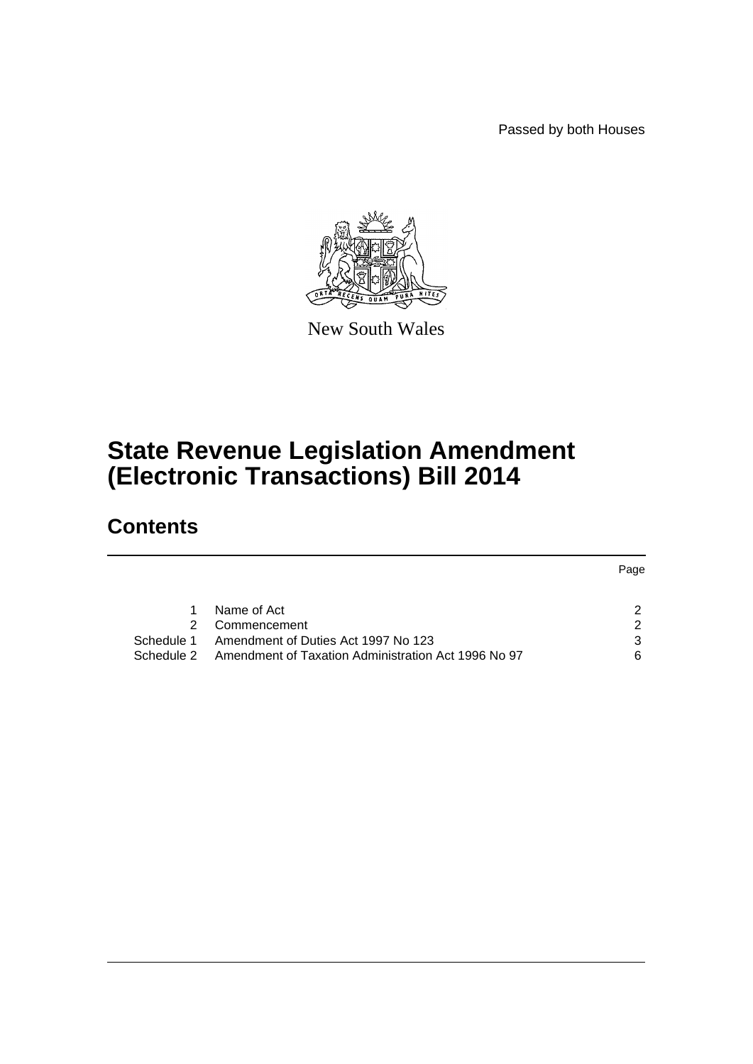Passed by both Houses

New South Wales

# State Revenue Legislation Amendment (Electronic Transactions) Bill 2014

## Contents

| | | Page |
|---|---|---|
| 1 | Name of Act | 2 |
| 2 | Commencement | 2 |
| Schedule 1 | Amendment of Duties Act 1997 No 123 | 3 |
| Schedule 2 | Amendment of Taxation Administration Act 1996 No 97 | 6 |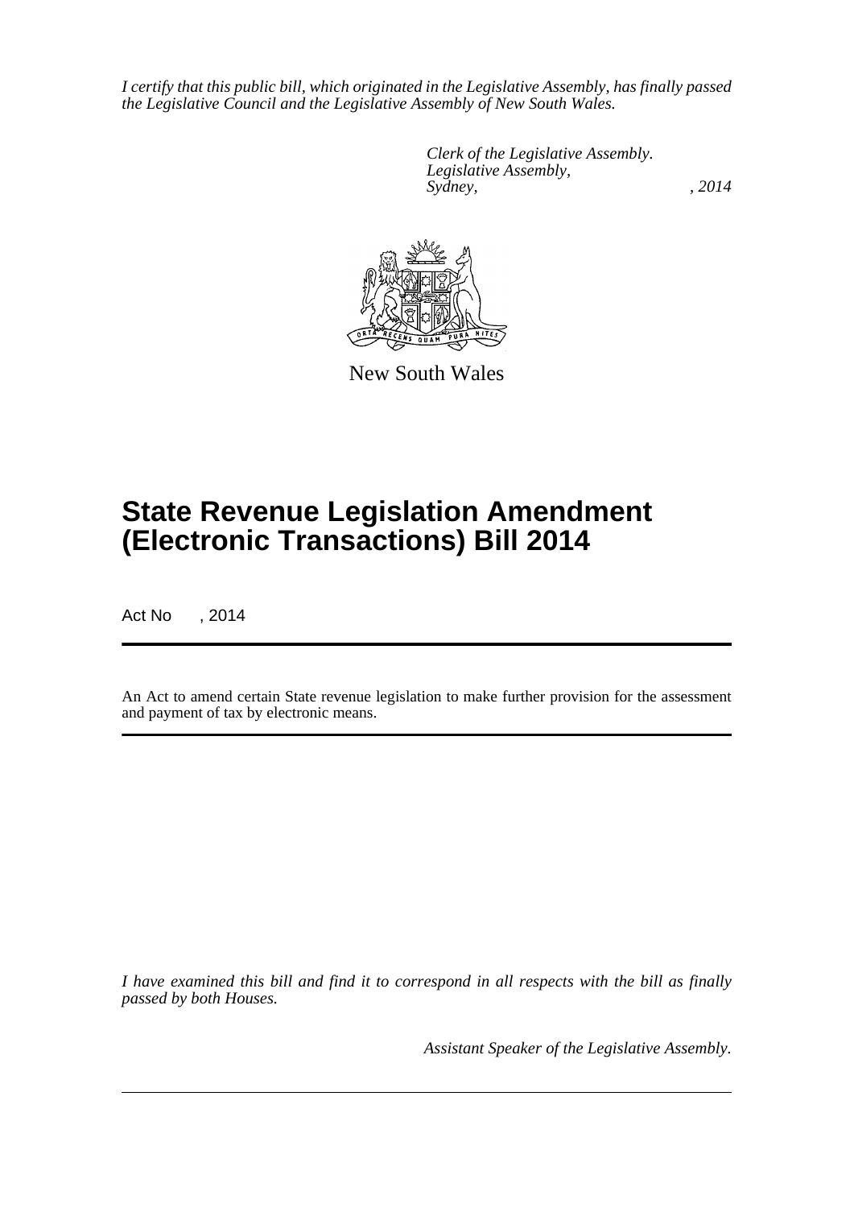*I certify that this public bill, which originated in the Legislative Assembly, has finally passed the Legislative Council and the Legislative Assembly of New South Wales.*

*Clerk of the Legislative Assembly.*
*Legislative Assembly,*
*Sydney, , 2014*

New South Wales

# State Revenue Legislation Amendment (Electronic Transactions) Bill 2014

Act No , 2014

An Act to amend certain State revenue legislation to make further provision for the assessment and payment of tax by electronic means.

*I have examined this bill and find it to correspond in all respects with the bill as finally passed by both Houses.*

*Assistant Speaker of the Legislative Assembly.*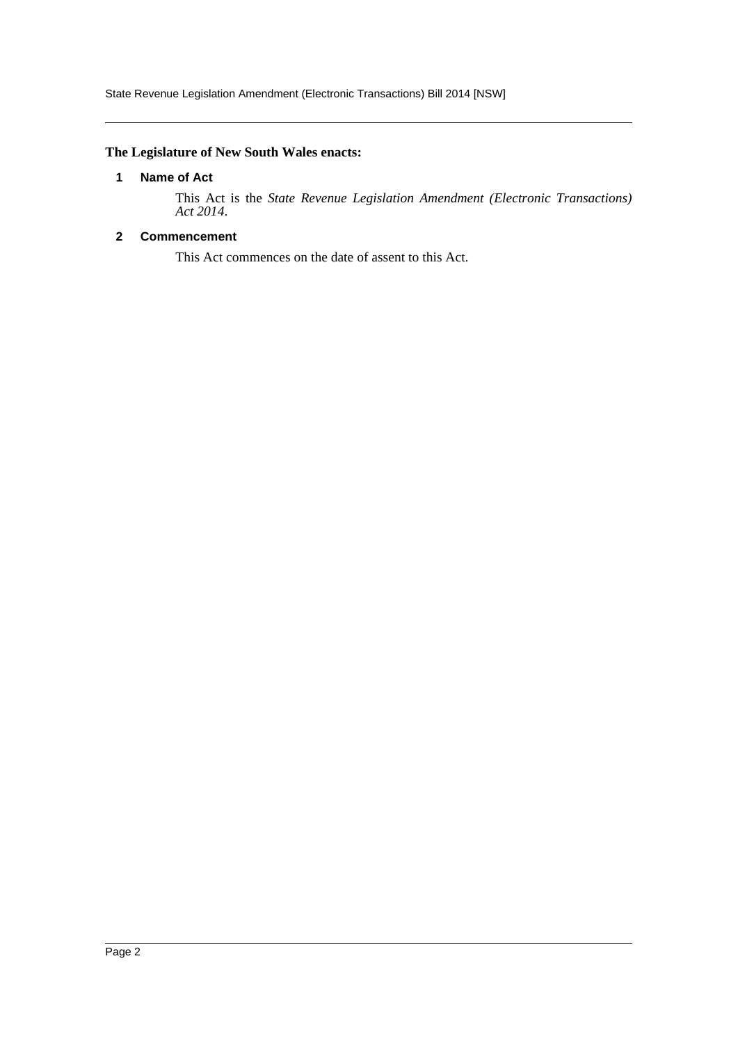**The Legislature of New South Wales enacts:**

### 1 Name of Act

This Act is the *State Revenue Legislation Amendment (Electronic Transactions) Act 2014*.

### 2 Commencement

This Act commences on the date of assent to this Act.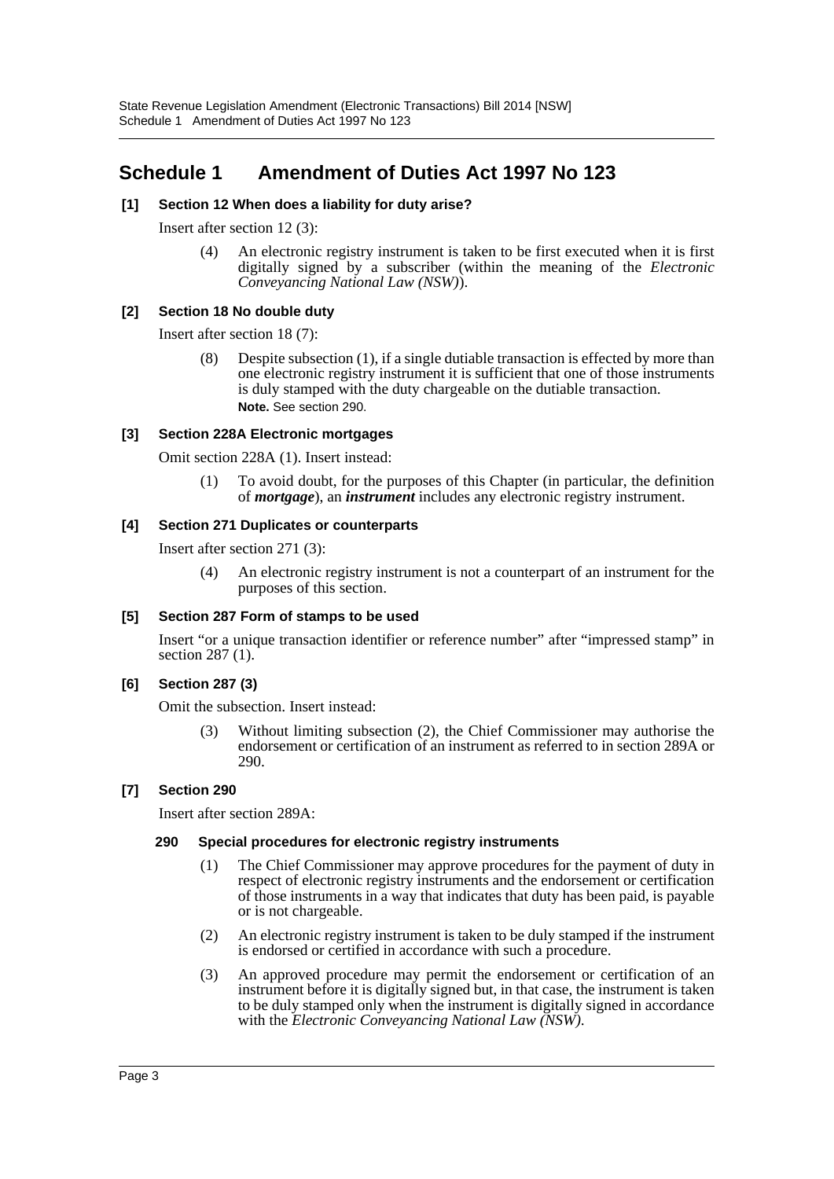# Schedule 1 Amendment of Duties Act 1997 No 123

**[1] Section 12 When does a liability for duty arise?**

Insert after section 12 (3):

(4) An electronic registry instrument is taken to be first executed when it is first digitally signed by a subscriber (within the meaning of the *Electronic Conveyancing National Law (NSW)*).

**[2] Section 18 No double duty**

Insert after section 18 (7):

(8) Despite subsection (1), if a single dutiable transaction is effected by more than one electronic registry instrument it is sufficient that one of those instruments is duly stamped with the duty chargeable on the dutiable transaction.

**Note.** See section 290.

**[3] Section 228A Electronic mortgages**

Omit section 228A (1). Insert instead:

(1) To avoid doubt, for the purposes of this Chapter (in particular, the definition of ***mortgage***), an ***instrument*** includes any electronic registry instrument.

**[4] Section 271 Duplicates or counterparts**

Insert after section 271 (3):

(4) An electronic registry instrument is not a counterpart of an instrument for the purposes of this section.

**[5] Section 287 Form of stamps to be used**

Insert "or a unique transaction identifier or reference number" after "impressed stamp" in section 287 (1).

**[6] Section 287 (3)**

Omit the subsection. Insert instead:

(3) Without limiting subsection (2), the Chief Commissioner may authorise the endorsement or certification of an instrument as referred to in section 289A or 290.

**[7] Section 290**

Insert after section 289A:

**290 Special procedures for electronic registry instruments**

(1) The Chief Commissioner may approve procedures for the payment of duty in respect of electronic registry instruments and the endorsement or certification of those instruments in a way that indicates that duty has been paid, is payable or is not chargeable.

(2) An electronic registry instrument is taken to be duly stamped if the instrument is endorsed or certified in accordance with such a procedure.

(3) An approved procedure may permit the endorsement or certification of an instrument before it is digitally signed but, in that case, the instrument is taken to be duly stamped only when the instrument is digitally signed in accordance with the *Electronic Conveyancing National Law (NSW)*.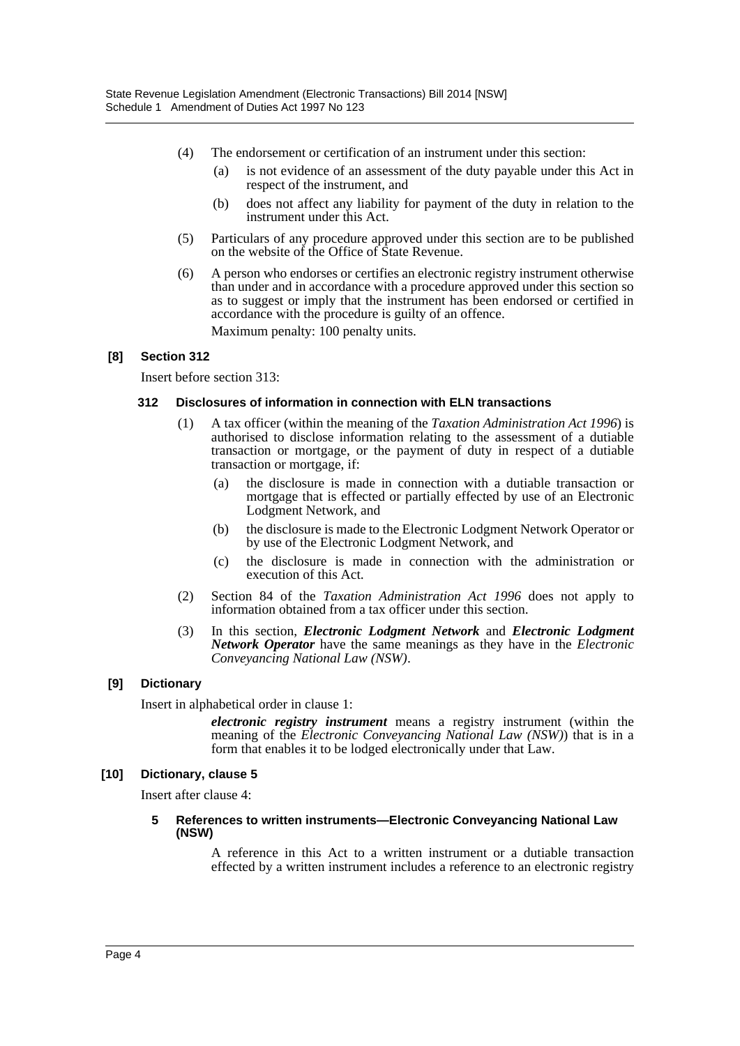(4) The endorsement or certification of an instrument under this section:

(a) is not evidence of an assessment of the duty payable under this Act in respect of the instrument, and

(b) does not affect any liability for payment of the duty in relation to the instrument under this Act.

(5) Particulars of any procedure approved under this section are to be published on the website of the Office of State Revenue.

(6) A person who endorses or certifies an electronic registry instrument otherwise than under and in accordance with a procedure approved under this section so as to suggest or imply that the instrument has been endorsed or certified in accordance with the procedure is guilty of an offence.

Maximum penalty: 100 penalty units.

### [8] Section 312

Insert before section 313:

#### 312 Disclosures of information in connection with ELN transactions

(1) A tax officer (within the meaning of the *Taxation Administration Act 1996*) is authorised to disclose information relating to the assessment of a dutiable transaction or mortgage, or the payment of duty in respect of a dutiable transaction or mortgage, if:

(a) the disclosure is made in connection with a dutiable transaction or mortgage that is effected or partially effected by use of an Electronic Lodgment Network, and

(b) the disclosure is made to the Electronic Lodgment Network Operator or by use of the Electronic Lodgment Network, and

(c) the disclosure is made in connection with the administration or execution of this Act.

(2) Section 84 of the *Taxation Administration Act 1996* does not apply to information obtained from a tax officer under this section.

(3) In this section, ***Electronic Lodgment Network*** and ***Electronic Lodgment Network Operator*** have the same meanings as they have in the *Electronic Conveyancing National Law (NSW)*.

### [9] Dictionary

Insert in alphabetical order in clause 1:

***electronic registry instrument*** means a registry instrument (within the meaning of the *Electronic Conveyancing National Law (NSW)*) that is in a form that enables it to be lodged electronically under that Law.

### [10] Dictionary, clause 5

Insert after clause 4:

#### 5 References to written instruments—Electronic Conveyancing National Law (NSW)

A reference in this Act to a written instrument or a dutiable transaction effected by a written instrument includes a reference to an electronic registry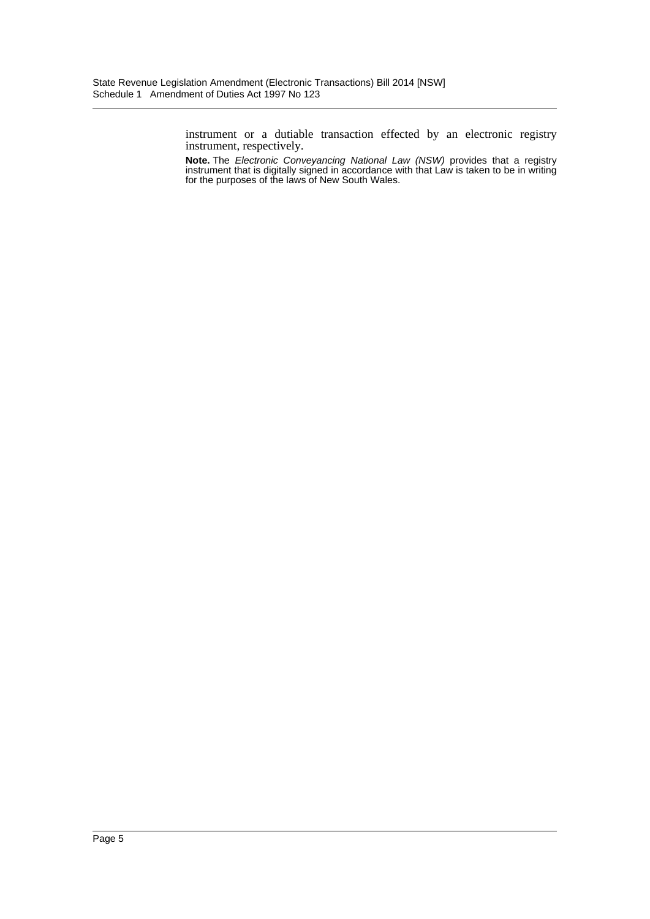instrument or a dutiable transaction effected by an electronic registry instrument, respectively.

**Note.** The *Electronic Conveyancing National Law (NSW)* provides that a registry instrument that is digitally signed in accordance with that Law is taken to be in writing for the purposes of the laws of New South Wales.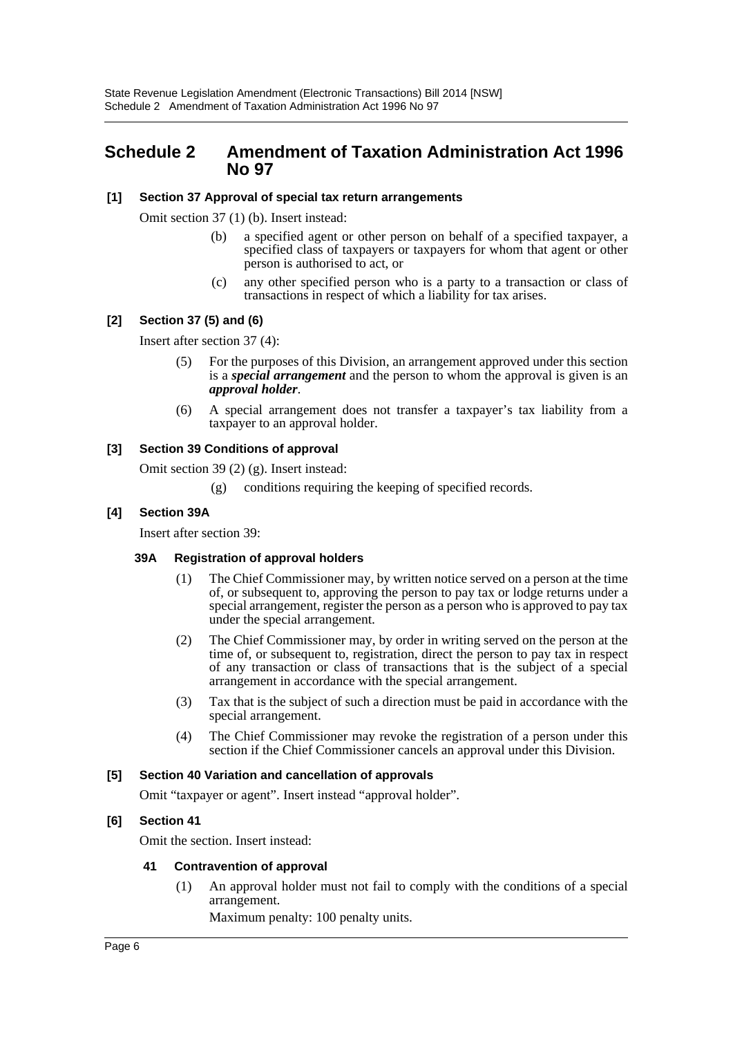## Schedule 2 Amendment of Taxation Administration Act 1996 No 97

**[1] Section 37 Approval of special tax return arrangements**

Omit section 37 (1) (b). Insert instead:

> (b) a specified agent or other person on behalf of a specified taxpayer, a specified class of taxpayers or taxpayers for whom that agent or other person is authorised to act, or
>
> (c) any other specified person who is a party to a transaction or class of transactions in respect of which a liability for tax arises.

**[2] Section 37 (5) and (6)**

Insert after section 37 (4):

> (5) For the purposes of this Division, an arrangement approved under this section is a ***special arrangement*** and the person to whom the approval is given is an ***approval holder***.
>
> (6) A special arrangement does not transfer a taxpayer's tax liability from a taxpayer to an approval holder.

**[3] Section 39 Conditions of approval**

Omit section 39 (2) (g). Insert instead:

> (g) conditions requiring the keeping of specified records.

**[4] Section 39A**

Insert after section 39:

> **39A Registration of approval holders**
>
> (1) The Chief Commissioner may, by written notice served on a person at the time of, or subsequent to, approving the person to pay tax or lodge returns under a special arrangement, register the person as a person who is approved to pay tax under the special arrangement.
>
> (2) The Chief Commissioner may, by order in writing served on the person at the time of, or subsequent to, registration, direct the person to pay tax in respect of any transaction or class of transactions that is the subject of a special arrangement in accordance with the special arrangement.
>
> (3) Tax that is the subject of such a direction must be paid in accordance with the special arrangement.
>
> (4) The Chief Commissioner may revoke the registration of a person under this section if the Chief Commissioner cancels an approval under this Division.

**[5] Section 40 Variation and cancellation of approvals**

Omit "taxpayer or agent". Insert instead "approval holder".

**[6] Section 41**

Omit the section. Insert instead:

> **41 Contravention of approval**
>
> (1) An approval holder must not fail to comply with the conditions of a special arrangement.
>
> Maximum penalty: 100 penalty units.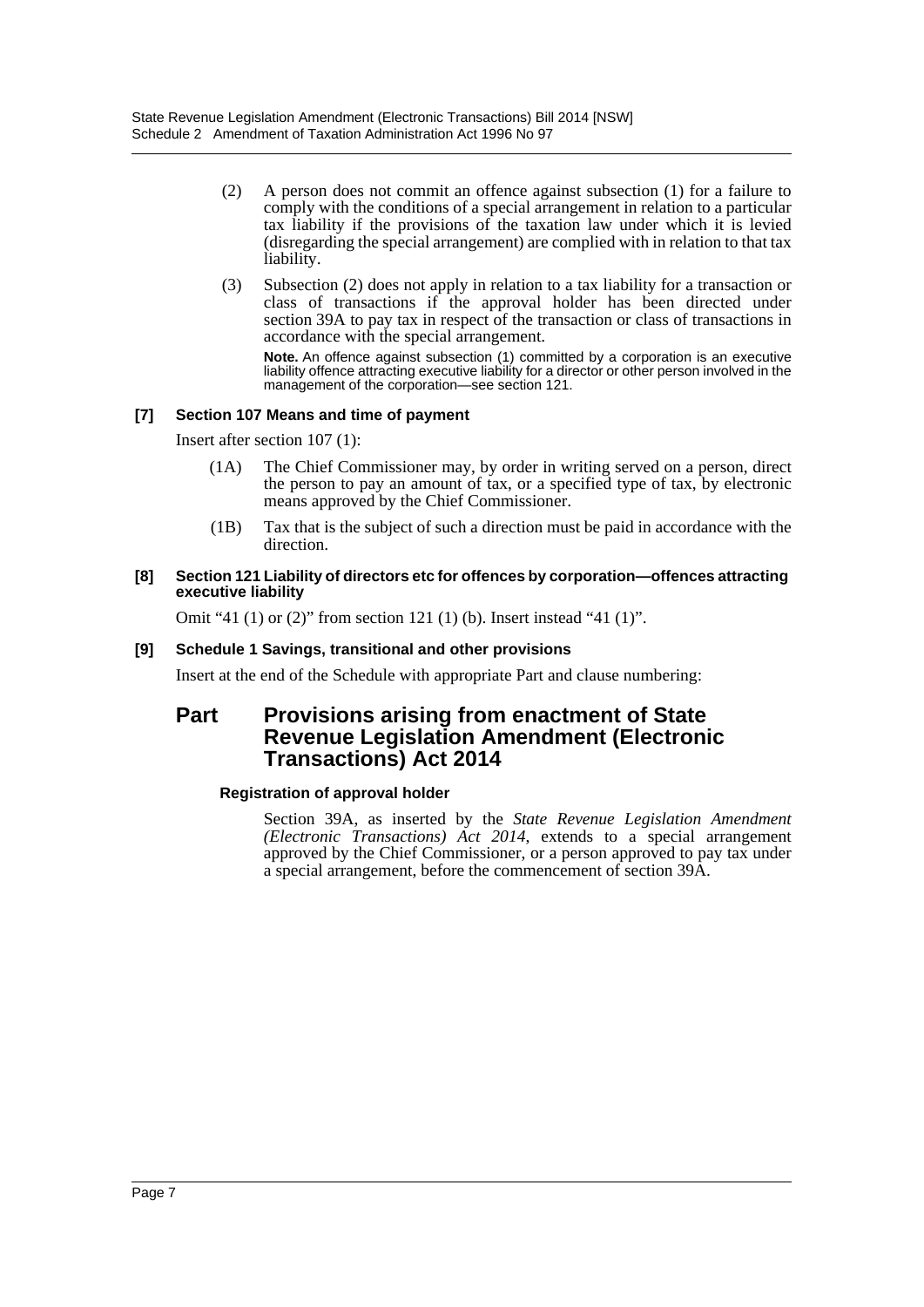(2) A person does not commit an offence against subsection (1) for a failure to comply with the conditions of a special arrangement in relation to a particular tax liability if the provisions of the taxation law under which it is levied (disregarding the special arrangement) are complied with in relation to that tax liability.

(3) Subsection (2) does not apply in relation to a tax liability for a transaction or class of transactions if the approval holder has been directed under section 39A to pay tax in respect of the transaction or class of transactions in accordance with the special arrangement.

**Note.** An offence against subsection (1) committed by a corporation is an executive liability offence attracting executive liability for a director or other person involved in the management of the corporation—see section 121.

### [7] Section 107 Means and time of payment

Insert after section 107 (1):

(1A) The Chief Commissioner may, by order in writing served on a person, direct the person to pay an amount of tax, or a specified type of tax, by electronic means approved by the Chief Commissioner.

(1B) Tax that is the subject of such a direction must be paid in accordance with the direction.

### [8] Section 121 Liability of directors etc for offences by corporation—offences attracting executive liability

Omit "41 (1) or (2)" from section 121 (1) (b). Insert instead "41 (1)".

### [9] Schedule 1 Savings, transitional and other provisions

Insert at the end of the Schedule with appropriate Part and clause numbering:

## Part Provisions arising from enactment of State Revenue Legislation Amendment (Electronic Transactions) Act 2014

#### Registration of approval holder

Section 39A, as inserted by the *State Revenue Legislation Amendment (Electronic Transactions) Act 2014*, extends to a special arrangement approved by the Chief Commissioner, or a person approved to pay tax under a special arrangement, before the commencement of section 39A.